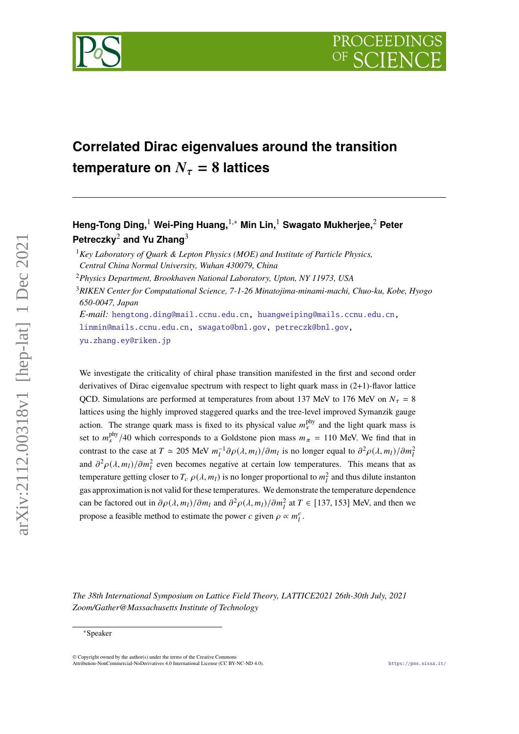# Correlated Dirac eigenvalues around the transition temperature on $N_\tau = 8$ lattices

**Heng-Tong Ding,**[1] **Wei-Ping Huang,**[1,*] **Min Lin,**[1] **Swagato Mukherjee,**[2] **Peter Petreczky**[2] **and Yu Zhang**[3]

[1] *Key Laboratory of Quark & Lepton Physics (MOE) and Institute of Particle Physics, Central China Normal University, Wuhan 430079, China*

[2] *Physics Department, Brookhaven National Laboratory, Upton, NY 11973, USA*

[3] *RIKEN Center for Computational Science, 7-1-26 Minatojima-minami-machi, Chuo-ku, Kobe, Hyogo 650-0047, Japan*

*E-mail:* hengtong.ding@mail.ccnu.edu.cn, huangweiping@mails.ccnu.edu.cn, linmin@mails.ccnu.edu.cn, swagato@bnl.gov, petreczk@bnl.gov, yu.zhang.ey@riken.jp

We investigate the criticality of chiral phase transition manifested in the first and second order derivatives of Dirac eigenvalue spectrum with respect to light quark mass in (2+1)-flavor lattice QCD. Simulations are performed at temperatures from about 137 MeV to 176 MeV on $N_\tau = 8$ lattices using the highly improved staggered quarks and the tree-level improved Symanzik gauge action. The strange quark mass is fixed to its physical value $m_s^{\text{phy}}$ and the light quark mass is set to $m_s^{\text{phy}}/40$ which corresponds to a Goldstone pion mass $m_\pi = 110$ MeV. We find that in contrast to the case at $T \simeq 205$ MeV $m_l^{-1}\partial\rho(\lambda, m_l)/\partial m_l$ is no longer equal to $\partial^2\rho(\lambda, m_l)/\partial m_l^2$ and $\partial^2\rho(\lambda, m_l)/\partial m_l^2$ even becomes negative at certain low temperatures. This means that as temperature getting closer to $T_c$ $\rho(\lambda, m_l)$ is no longer proportional to $m_l^2$ and thus dilute instanton gas approximation is not valid for these temperatures. We demonstrate the temperature dependence can be factored out in $\partial\rho(\lambda, m_l)/\partial m_l$ and $\partial^2\rho(\lambda, m_l)/\partial m_l^2$ at $T \in [137, 153]$ MeV, and then we propose a feasible method to estimate the power $c$ given $\rho \propto m_l^c$.

*The 38th International Symposium on Lattice Field Theory, LATTICE2021 26th-30th July, 2021 Zoom/Gather@Massachusetts Institute of Technology*

*Speaker

© Copyright owned by the author(s) under the terms of the Creative Commons Attribution-NonCommercial-NoDerivatives 4.0 International License (CC BY-NC-ND 4.0).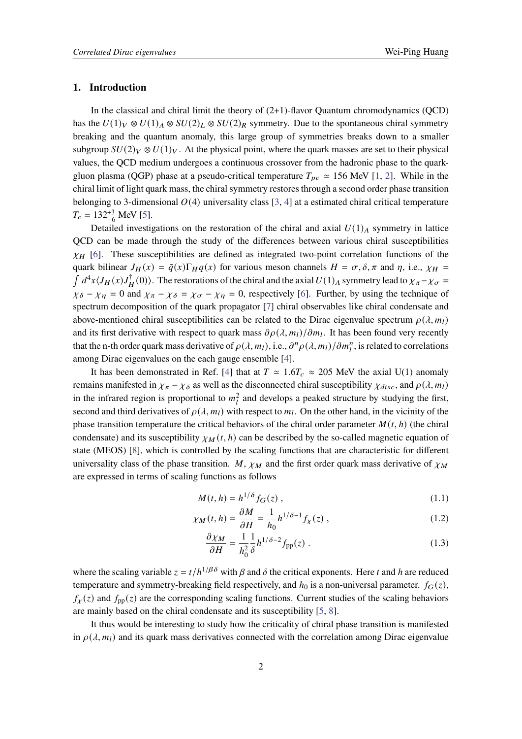## 1. Introduction

In the classical and chiral limit the theory of (2+1)-flavor Quantum chromodynamics (QCD) has the $U(1)_V \otimes U(1)_A \otimes SU(2)_L \otimes SU(2)_R$ symmetry. Due to the spontaneous chiral symmetry breaking and the quantum anomaly, this large group of symmetries breaks down to a smaller subgroup $SU(2)_V \otimes U(1)_V$. At the physical point, where the quark masses are set to their physical values, the QCD medium undergoes a continuous crossover from the hadronic phase to the quark-gluon plasma (QGP) phase at a pseudo-critical temperature $T_{pc} \simeq 156$ MeV [1, 2]. While in the chiral limit of light quark mass, the chiral symmetry restores through a second order phase transition belonging to 3-dimensional $O(4)$ universality class [3, 4] at a estimated chiral critical temperature $T_c = 132^{+3}_{-6}$ MeV [5].

Detailed investigations on the restoration of the chiral and axial $U(1)_A$ symmetry in lattice QCD can be made through the study of the differences between various chiral susceptibilities $\chi_H$ [6]. These susceptibilities are defined as integrated two-point correlation functions of the quark bilinear $J_H(x) = \bar{q}(x)\Gamma_H q(x)$ for various meson channels $H = \sigma, \delta, \pi$ and $\eta$, i.e., $\chi_H = \int d^4x \langle J_H(x) J_H^{\dagger}(0)\rangle$. The restorations of the chiral and the axial $U(1)_A$ symmetry lead to $\chi_\pi - \chi_\sigma = \chi_\delta - \chi_\eta = 0$ and $\chi_\pi - \chi_\delta = \chi_\sigma - \chi_\eta = 0$, respectively [6]. Further, by using the technique of spectrum decomposition of the quark propagator [7] chiral observables like chiral condensate and above-mentioned chiral susceptibilities can be related to the Dirac eigenvalue spectrum $\rho(\lambda, m_l)$ and its first derivative with respect to quark mass $\partial\rho(\lambda, m_l)/\partial m_l$. It has been found very recently that the n-th order quark mass derivative of $\rho(\lambda, m_l)$, i.e., $\partial^n\rho(\lambda, m_l)/\partial m_l^n$, is related to correlations among Dirac eigenvalues on the each gauge ensemble [4].

It has been demonstrated in Ref. [4] that at $T \simeq 1.6T_c \approx 205$ MeV the axial U(1) anomaly remains manifested in $\chi_\pi - \chi_\delta$ as well as the disconnected chiral susceptibility $\chi_{disc}$, and $\rho(\lambda, m_l)$ in the infrared region is proportional to $m_l^2$ and develops a peaked structure by studying the first, second and third derivatives of $\rho(\lambda, m_l)$ with respect to $m_l$. On the other hand, in the vicinity of the phase transition temperature the critical behaviors of the chiral order parameter $M(t, h)$ (the chiral condensate) and its susceptibility $\chi_M(t, h)$ can be described by the so-called magnetic equation of state (MEOS) [8], which is controlled by the scaling functions that are characteristic for different universality class of the phase transition. $M$, $\chi_M$ and the first order quark mass derivative of $\chi_M$ are expressed in terms of scaling functions as follows

$$M(t,h) = h^{1/\delta} f_G(z) , \tag{1.1}$$

$$\chi_M(t,h) = \frac{\partial M}{\partial H} = \frac{1}{h_0} h^{1/\delta - 1} f_\chi(z) , \tag{1.2}$$

$$\frac{\partial \chi_M}{\partial H} = \frac{1}{h_0^2}\frac{1}{\delta} h^{1/\delta - 2} f_{\rm pp}(z) . \tag{1.3}$$

where the scaling variable $z = t/h^{1/\beta\delta}$ with $\beta$ and $\delta$ the critical exponents. Here $t$ and $h$ are reduced temperature and symmetry-breaking field respectively, and $h_0$ is a non-universal parameter. $f_G(z)$, $f_\chi(z)$ and $f_{\rm pp}(z)$ are the corresponding scaling functions. Current studies of the scaling behaviors are mainly based on the chiral condensate and its susceptibility [5, 8].

It thus would be interesting to study how the criticality of chiral phase transition is manifested in $\rho(\lambda, m_l)$ and its quark mass derivatives connected with the correlation among Dirac eigenvalue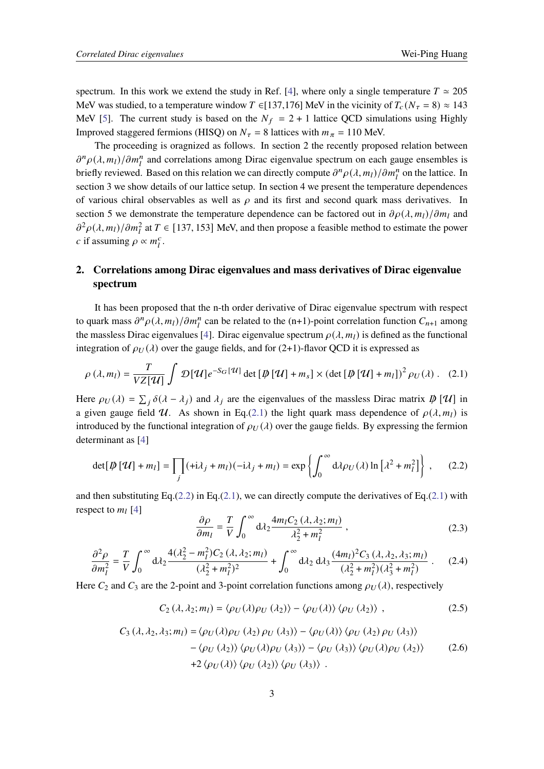spectrum. In this work we extend the study in Ref. [4], where only a single temperature $T \simeq 205$ MeV was studied, to a temperature window $T \in$[137,176] MeV in the vicinity of $T_c(N_\tau = 8) \approx 143$ MeV [5]. The current study is based on the $N_f = 2 + 1$ lattice QCD simulations using Highly Improved staggered fermions (HISQ) on $N_\tau = 8$ lattices with $m_\pi = 110$ MeV.

The proceeding is oragnized as follows. In section 2 the recently proposed relation between $\partial^n \rho(\lambda, m_l)/\partial m_l^n$ and correlations among Dirac eigenvalue spectrum on each gauge ensembles is briefly reviewed. Based on this relation we can directly compute $\partial^n \rho(\lambda, m_l)/\partial m_l^n$ on the lattice. In section 3 we show details of our lattice setup. In section 4 we present the temperature dependences of various chiral observables as well as $\rho$ and its first and second quark mass derivatives. In section 5 we demonstrate the temperature dependence can be factored out in $\partial \rho(\lambda, m_l)/\partial m_l$ and $\partial^2 \rho(\lambda, m_l)/\partial m_l^2$ at $T \in [137, 153]$ MeV, and then propose a feasible method to estimate the power $c$ if assuming $\rho \propto m_l^c$.

## 2. Correlations among Dirac eigenvalues and mass derivatives of Dirac eigenvalue spectrum

It has been proposed that the n-th order derivative of Dirac eigenvalue spectrum with respect to quark mass $\partial^n \rho(\lambda, m_l)/\partial m_l^n$ can be related to the (n+1)-point correlation function $C_{n+1}$ among the massless Dirac eigenvalues [4]. Dirac eigenvalue spectrum $\rho(\lambda, m_l)$ is defined as the functional integration of $\rho_U(\lambda)$ over the gauge fields, and for (2+1)-flavor QCD it is expressed as

$$\rho(\lambda, m_l) = \frac{T}{VZ[\mathcal{U}]} \int \mathcal{D}[\mathcal{U}] e^{-S_G[\mathcal{U}]} \det [\not{D}[\mathcal{U}] + m_s] \times (\det [\not{D}[\mathcal{U}] + m_l])^2 \rho_U(\lambda) \,. \tag{2.1}$$

Here $\rho_U(\lambda) = \sum_j \delta(\lambda - \lambda_j)$ and $\lambda_j$ are the eigenvalues of the massless Dirac matrix $\not{D}[\mathcal{U}]$ in a given gauge field $\mathcal{U}$. As shown in Eq.(2.1) the light quark mass dependence of $\rho(\lambda, m_l)$ is introduced by the functional integration of $\rho_U(\lambda)$ over the gauge fields. By expressing the fermion determinant as [4]

$$\det[\not{D}[\mathcal{U}] + m_l] = \prod_j (+\mathrm{i}\lambda_j + m_l)(-\mathrm{i}\lambda_j + m_l) = \exp\left\{\int_0^\infty \mathrm{d}\lambda \rho_U(\lambda) \ln\left[\lambda^2 + m_l^2\right]\right\} \,, \tag{2.2}$$

and then substituting Eq.(2.2) in Eq.(2.1), we can directly compute the derivatives of Eq.(2.1) with respect to $m_l$ [4]

$$\frac{\partial \rho}{\partial m_l} = \frac{T}{V} \int_0^\infty \mathrm{d}\lambda_2 \frac{4 m_l C_2(\lambda, \lambda_2; m_l)}{\lambda_2^2 + m_l^2} \,, \tag{2.3}$$

$$\frac{\partial^2 \rho}{\partial m_l^2} = \frac{T}{V} \int_0^\infty \mathrm{d}\lambda_2 \frac{4(\lambda_2^2 - m_l^2) C_2(\lambda, \lambda_2; m_l)}{(\lambda_2^2 + m_l^2)^2} + \int_0^\infty \mathrm{d}\lambda_2 \, \mathrm{d}\lambda_3 \frac{(4m_l)^2 C_3(\lambda, \lambda_2, \lambda_3; m_l)}{(\lambda_2^2 + m_l^2)(\lambda_3^2 + m_l^2)} \,. \tag{2.4}$$

Here $C_2$ and $C_3$ are the 2-point and 3-point correlation functions among $\rho_U(\lambda)$, respectively

$$C_2(\lambda, \lambda_2; m_l) = \langle \rho_U(\lambda) \rho_U(\lambda_2) \rangle - \langle \rho_U(\lambda) \rangle \langle \rho_U(\lambda_2) \rangle \,, \tag{2.5}$$

$$\begin{aligned} C_3(\lambda, \lambda_2, \lambda_3; m_l) = & \langle \rho_U(\lambda) \rho_U(\lambda_2) \rho_U(\lambda_3) \rangle - \langle \rho_U(\lambda) \rangle \langle \rho_U(\lambda_2) \rho_U(\lambda_3) \rangle \\ & - \langle \rho_U(\lambda_2) \rangle \langle \rho_U(\lambda) \rho_U(\lambda_3) \rangle - \langle \rho_U(\lambda_3) \rangle \langle \rho_U(\lambda) \rho_U(\lambda_2) \rangle \\ & + 2 \langle \rho_U(\lambda) \rangle \langle \rho_U(\lambda_2) \rangle \langle \rho_U(\lambda_3) \rangle \,. \end{aligned} \tag{2.6}$$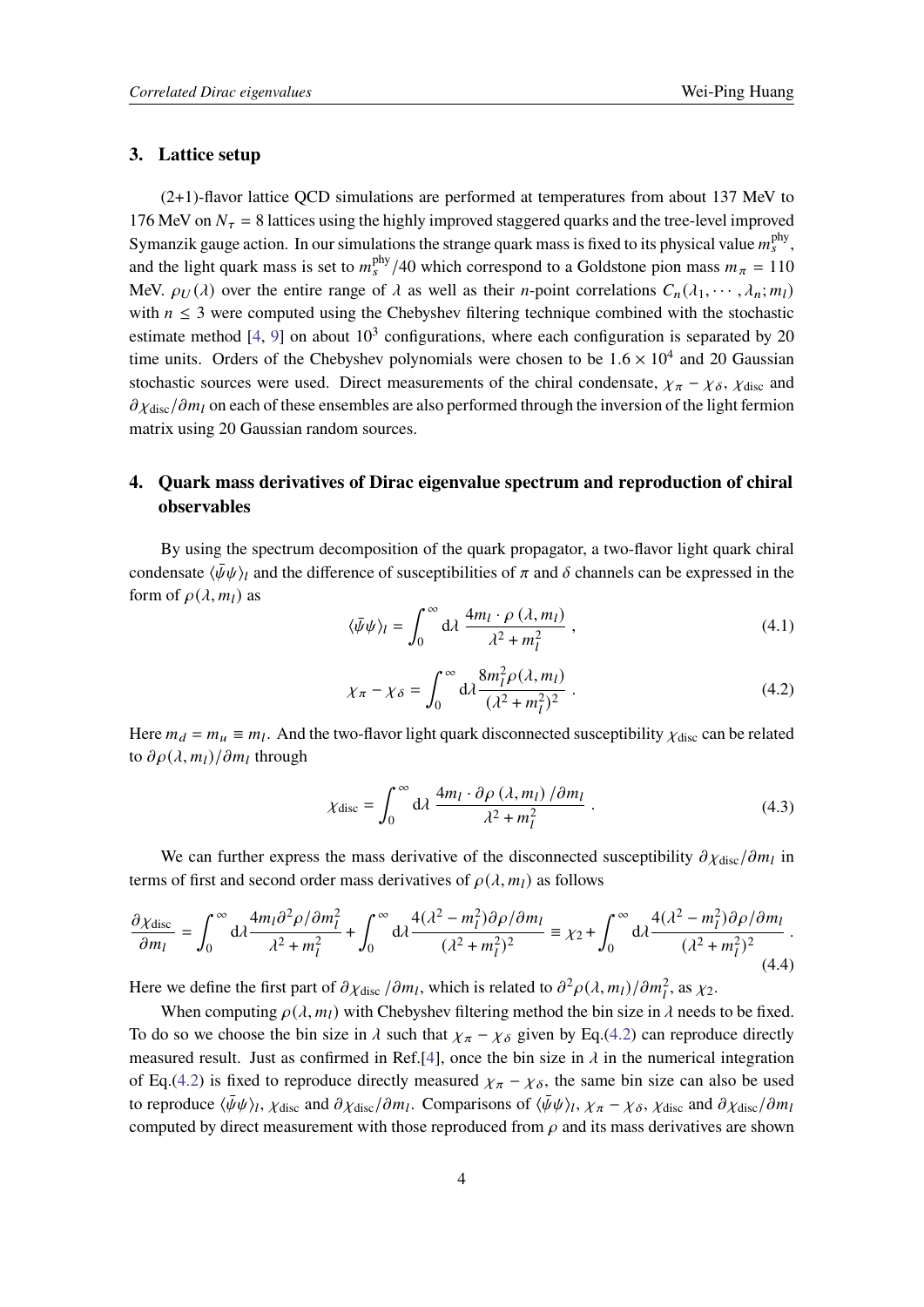## 3. Lattice setup

(2+1)-flavor lattice QCD simulations are performed at temperatures from about 137 MeV to 176 MeV on $N_\tau = 8$ lattices using the highly improved staggered quarks and the tree-level improved Symanzik gauge action. In our simulations the strange quark mass is fixed to its physical value $m_s^{\rm phy}$, and the light quark mass is set to $m_s^{\rm phy}/40$ which correspond to a Goldstone pion mass $m_\pi = 110$ MeV. $\rho_U(\lambda)$ over the entire range of $\lambda$ as well as their $n$-point correlations $C_n(\lambda_1, \cdots, \lambda_n; m_l)$ with $n \leq 3$ were computed using the Chebyshev filtering technique combined with the stochastic estimate method [4, 9] on about $10^3$ configurations, where each configuration is separated by 20 time units. Orders of the Chebyshev polynomials were chosen to be $1.6 \times 10^4$ and 20 Gaussian stochastic sources were used. Direct measurements of the chiral condensate, $\chi_\pi - \chi_\delta$, $\chi_{\rm disc}$ and $\partial\chi_{\rm disc}/\partial m_l$ on each of these ensembles are also performed through the inversion of the light fermion matrix using 20 Gaussian random sources.

## 4. Quark mass derivatives of Dirac eigenvalue spectrum and reproduction of chiral observables

By using the spectrum decomposition of the quark propagator, a two-flavor light quark chiral condensate $\langle\bar{\psi}\psi\rangle_l$ and the difference of susceptibilities of $\pi$ and $\delta$ channels can be expressed in the form of $\rho(\lambda, m_l)$ as

$$\langle\bar{\psi}\psi\rangle_l = \int_0^\infty \mathrm{d}\lambda\, \frac{4m_l \cdot \rho\,(\lambda, m_l)}{\lambda^2 + m_l^2}\,, \tag{4.1}$$

$$\chi_\pi - \chi_\delta = \int_0^\infty \mathrm{d}\lambda \frac{8m_l^2 \rho(\lambda, m_l)}{(\lambda^2 + m_l^2)^2}\,. \tag{4.2}$$

Here $m_d = m_u \equiv m_l$. And the two-flavor light quark disconnected susceptibility $\chi_{\rm disc}$ can be related to $\partial\rho(\lambda, m_l)/\partial m_l$ through

$$\chi_{\rm disc} = \int_0^\infty \mathrm{d}\lambda\, \frac{4m_l \cdot \partial\rho\,(\lambda, m_l)\,/\partial m_l}{\lambda^2 + m_l^2}\,. \tag{4.3}$$

We can further express the mass derivative of the disconnected susceptibility $\partial\chi_{\rm disc}/\partial m_l$ in terms of first and second order mass derivatives of $\rho(\lambda, m_l)$ as follows

$$\frac{\partial\chi_{\rm disc}}{\partial m_l} = \int_0^\infty \mathrm{d}\lambda \frac{4m_l \partial^2\rho/\partial m_l^2}{\lambda^2 + m_l^2} + \int_0^\infty \mathrm{d}\lambda \frac{4(\lambda^2 - m_l^2)\partial\rho/\partial m_l}{(\lambda^2 + m_l^2)^2} \equiv \chi_2 + \int_0^\infty \mathrm{d}\lambda \frac{4(\lambda^2 - m_l^2)\partial\rho/\partial m_l}{(\lambda^2 + m_l^2)^2}\,. \tag{4.4}$$

Here we define the first part of $\partial\chi_{\rm disc}/\partial m_l$, which is related to $\partial^2\rho(\lambda, m_l)/\partial m_l^2$, as $\chi_2$.

When computing $\rho(\lambda, m_l)$ with Chebyshev filtering method the bin size in $\lambda$ needs to be fixed. To do so we choose the bin size in $\lambda$ such that $\chi_\pi - \chi_\delta$ given by Eq.(4.2) can reproduce directly measured result. Just as confirmed in Ref.[4], once the bin size in $\lambda$ in the numerical integration of Eq.(4.2) is fixed to reproduce directly measured $\chi_\pi - \chi_\delta$, the same bin size can also be used to reproduce $\langle\bar{\psi}\psi\rangle_l$, $\chi_{\rm disc}$ and $\partial\chi_{\rm disc}/\partial m_l$. Comparisons of $\langle\bar{\psi}\psi\rangle_l$, $\chi_\pi - \chi_\delta$, $\chi_{\rm disc}$ and $\partial\chi_{\rm disc}/\partial m_l$ computed by direct measurement with those reproduced from $\rho$ and its mass derivatives are shown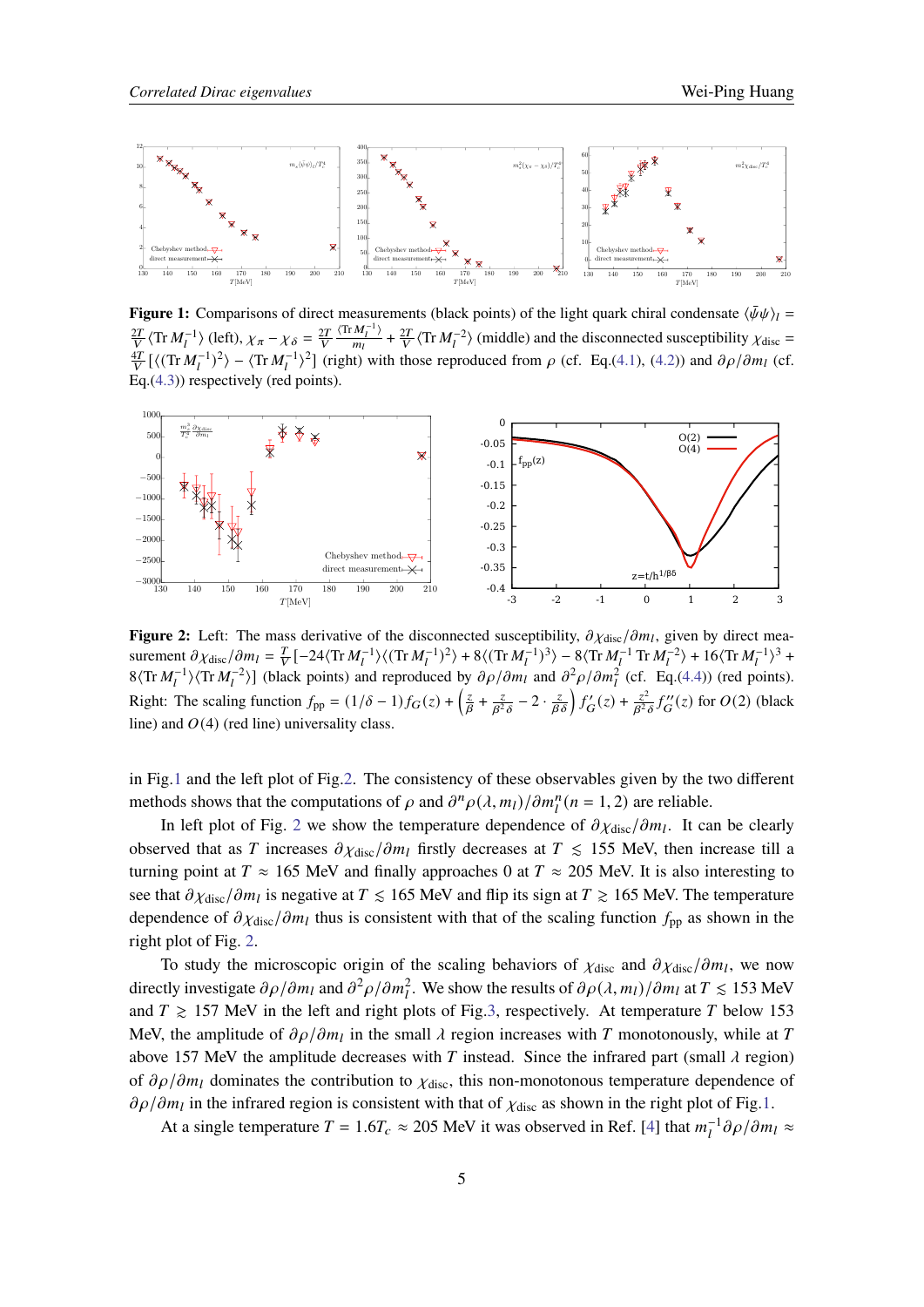**Figure 1:** Comparisons of direct measurements (black points) of the light quark chiral condensate $\langle\bar{\psi}\psi\rangle_l = \frac{2T}{V}\langle \mathrm{Tr}\, M_l^{-1}\rangle$ (left), $\chi_\pi - \chi_\delta = \frac{2T}{V}\frac{\langle \mathrm{Tr}\, M_l^{-1}\rangle}{m_l} + \frac{2T}{V}\langle \mathrm{Tr}\, M_l^{-2}\rangle$ (middle) and the disconnected susceptibility $\chi_{\mathrm{disc}} = \frac{4T}{V}[\langle(\mathrm{Tr}\, M_l^{-1})^2\rangle - \langle \mathrm{Tr}\, M_l^{-1}\rangle^2]$ (right) with those reproduced from $\rho$ (cf. Eq.(4.1), (4.2)) and $\partial\rho/\partial m_l$ (cf. Eq.(4.3)) respectively (red points).

**Figure 2:** Left: The mass derivative of the disconnected susceptibility, $\partial\chi_{\mathrm{disc}}/\partial m_l$, given by direct measurement $\partial\chi_{\mathrm{disc}}/\partial m_l = \frac{T}{V}[-24\langle \mathrm{Tr}\, M_l^{-1}\rangle\langle(\mathrm{Tr}\, M_l^{-1})^2\rangle + 8\langle(\mathrm{Tr}\, M_l^{-1})^3\rangle - 8\langle \mathrm{Tr}\, M_l^{-1}\, \mathrm{Tr}\, M_l^{-2}\rangle + 16\langle \mathrm{Tr}\, M_l^{-1}\rangle^3 + 8\langle \mathrm{Tr}\, M_l^{-1}\rangle\langle \mathrm{Tr}\, M_l^{-2}\rangle]$ (black points) and reproduced by $\partial\rho/\partial m_l$ and $\partial^2\rho/\partial m_l^2$ (cf. Eq.(4.4)) (red points). Right: The scaling function $f_{\mathrm{pp}} = (1/\delta - 1) f_G(z) + \left(\frac{z}{\beta} + \frac{z}{\beta^2\delta} - 2\cdot\frac{z}{\beta\delta}\right) f'_G(z) + \frac{z^2}{\beta^2\delta} f''_G(z)$ for $O(2)$ (black line) and $O(4)$ (red line) universality class.

in Fig.1 and the left plot of Fig.2. The consistency of these observables given by the two different methods shows that the computations of $\rho$ and $\partial^n\rho(\lambda, m_l)/\partial m_l^n (n = 1, 2)$ are reliable.

In left plot of Fig. 2 we show the temperature dependence of $\partial\chi_{\mathrm{disc}}/\partial m_l$. It can be clearly observed that as $T$ increases $\partial\chi_{\mathrm{disc}}/\partial m_l$ firstly decreases at $T \lesssim 155$ MeV, then increase till a turning point at $T \approx 165$ MeV and finally approaches 0 at $T \approx 205$ MeV. It is also interesting to see that $\partial\chi_{\mathrm{disc}}/\partial m_l$ is negative at $T \lesssim 165$ MeV and flip its sign at $T \gtrsim 165$ MeV. The temperature dependence of $\partial\chi_{\mathrm{disc}}/\partial m_l$ thus is consistent with that of the scaling function $f_{\mathrm{pp}}$ as shown in the right plot of Fig. 2.

To study the microscopic origin of the scaling behaviors of $\chi_{\mathrm{disc}}$ and $\partial\chi_{\mathrm{disc}}/\partial m_l$, we now directly investigate $\partial\rho/\partial m_l$ and $\partial^2\rho/\partial m_l^2$. We show the results of $\partial\rho(\lambda, m_l)/\partial m_l$ at $T \lesssim 153$ MeV and $T \gtrsim 157$ MeV in the left and right plots of Fig.3, respectively. At temperature $T$ below 153 MeV, the amplitude of $\partial\rho/\partial m_l$ in the small $\lambda$ region increases with $T$ monotonously, while at $T$ above 157 MeV the amplitude decreases with $T$ instead. Since the infrared part (small $\lambda$ region) of $\partial\rho/\partial m_l$ dominates the contribution to $\chi_{\mathrm{disc}}$, this non-monotonous temperature dependence of $\partial\rho/\partial m_l$ in the infrared region is consistent with that of $\chi_{\mathrm{disc}}$ as shown in the right plot of Fig.1.

At a single temperature $T = 1.6T_c \approx 205$ MeV it was observed in Ref. [4] that $m_l^{-1}\partial\rho/\partial m_l \approx$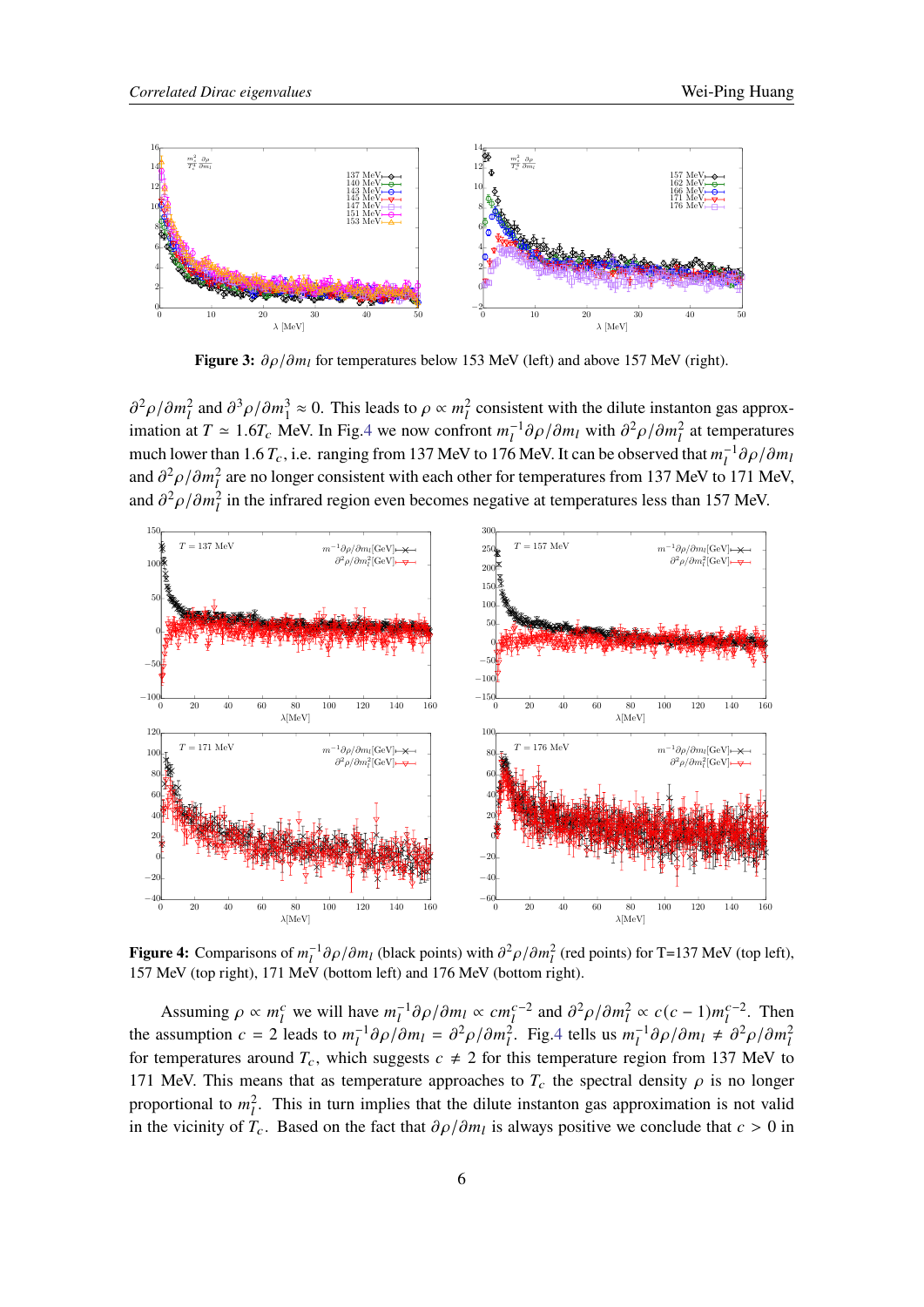**Figure 3:** $\partial\rho/\partial m_l$ for temperatures below 153 MeV (left) and above 157 MeV (right).

$\partial^2\rho/\partial m_l^2$ and $\partial^3\rho/\partial m_1^3 \approx 0$. This leads to $\rho \propto m_l^2$ consistent with the dilute instanton gas approximation at $T \simeq 1.6T_c$ MeV. In Fig.4 we now confront $m_l^{-1}\partial\rho/\partial m_l$ with $\partial^2\rho/\partial m_l^2$ at temperatures much lower than 1.6 $T_c$, i.e. ranging from 137 MeV to 176 MeV. It can be observed that $m_l^{-1}\partial\rho/\partial m_l$ and $\partial^2\rho/\partial m_l^2$ are no longer consistent with each other for temperatures from 137 MeV to 171 MeV, and $\partial^2\rho/\partial m_l^2$ in the infrared region even becomes negative at temperatures less than 157 MeV.

**Figure 4:** Comparisons of $m_l^{-1}\partial\rho/\partial m_l$ (black points) with $\partial^2\rho/\partial m_l^2$ (red points) for T=137 MeV (top left), 157 MeV (top right), 171 MeV (bottom left) and 176 MeV (bottom right).

Assuming $\rho \propto m_l^c$ we will have $m_l^{-1}\partial\rho/\partial m_l \propto c m_l^{c-2}$ and $\partial^2\rho/\partial m_l^2 \propto c(c-1)m_l^{c-2}$. Then the assumption $c = 2$ leads to $m_l^{-1}\partial\rho/\partial m_l = \partial^2\rho/\partial m_l^2$. Fig.4 tells us $m_l^{-1}\partial\rho/\partial m_l \neq \partial^2\rho/\partial m_l^2$ for temperatures around $T_c$, which suggests $c \neq 2$ for this temperature region from 137 MeV to 171 MeV. This means that as temperature approaches to $T_c$ the spectral density $\rho$ is no longer proportional to $m_l^2$. This in turn implies that the dilute instanton gas approximation is not valid in the vicinity of $T_c$. Based on the fact that $\partial\rho/\partial m_l$ is always positive we conclude that $c > 0$ in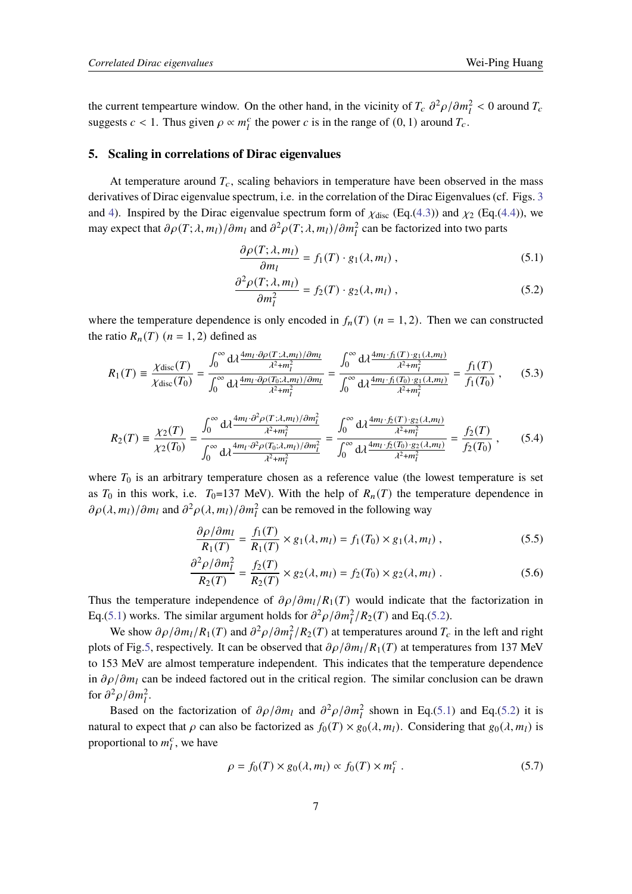the current tempearture window. On the other hand, in the vicinity of $T_c$ $\partial^2\rho/\partial m_l^2 < 0$ around $T_c$ suggests $c < 1$. Thus given $\rho \propto m_l^c$ the power $c$ is in the range of $(0, 1)$ around $T_c$.

## 5. Scaling in correlations of Dirac eigenvalues

At temperature around $T_c$, scaling behaviors in temperature have been observed in the mass derivatives of Dirac eigenvalue spectrum, i.e. in the correlation of the Dirac Eigenvalues (cf. Figs. 3 and 4). Inspired by the Dirac eigenvalue spectrum form of $\chi_{\rm disc}$ (Eq.(4.3)) and $\chi_2$ (Eq.(4.4)), we may expect that $\partial\rho(T;\lambda,m_l)/\partial m_l$ and $\partial^2\rho(T;\lambda,m_l)/\partial m_l^2$ can be factorized into two parts

$$\frac{\partial\rho(T;\lambda,m_l)}{\partial m_l} = f_1(T)\cdot g_1(\lambda,m_l)\ , \tag{5.1}$$

$$\frac{\partial^2\rho(T;\lambda,m_l)}{\partial m_l^2} = f_2(T)\cdot g_2(\lambda,m_l)\ , \tag{5.2}$$

where the temperature dependence is only encoded in $f_n(T)$ $(n = 1, 2)$. Then we can constructed the ratio $R_n(T)$ $(n = 1, 2)$ defined as

$$R_1(T) \equiv \frac{\chi_{\rm disc}(T)}{\chi_{\rm disc}(T_0)} = \frac{\int_0^\infty {\rm d}\lambda \frac{4m_l\cdot\partial\rho(T;\lambda,m_l)/\partial m_l}{\lambda^2+m_l^2}}{\int_0^\infty {\rm d}\lambda \frac{4m_l\cdot\partial\rho(T_0;\lambda,m_l)/\partial m_l}{\lambda^2+m_l^2}} = \frac{\int_0^\infty {\rm d}\lambda \frac{4m_l\cdot f_1(T)\cdot g_1(\lambda,m_l)}{\lambda^2+m_l^2}}{\int_0^\infty {\rm d}\lambda \frac{4m_l\cdot f_1(T_0)\cdot g_1(\lambda,m_l)}{\lambda^2+m_l^2}} = \frac{f_1(T)}{f_1(T_0)}\ , \tag{5.3}$$

$$R_2(T) \equiv \frac{\chi_2(T)}{\chi_2(T_0)} = \frac{\int_0^\infty {\rm d}\lambda \frac{4m_l\cdot\partial^2\rho(T;\lambda,m_l)/\partial m_l^2}{\lambda^2+m_l^2}}{\int_0^\infty {\rm d}\lambda \frac{4m_l\cdot\partial^2\rho(T_0;\lambda,m_l)/\partial m_l^2}{\lambda^2+m_l^2}} = \frac{\int_0^\infty {\rm d}\lambda \frac{4m_l\cdot f_2(T)\cdot g_2(\lambda,m_l)}{\lambda^2+m_l^2}}{\int_0^\infty {\rm d}\lambda \frac{4m_l\cdot f_2(T_0)\cdot g_2(\lambda,m_l)}{\lambda^2+m_l^2}} = \frac{f_2(T)}{f_2(T_0)}\ , \tag{5.4}$$

where $T_0$ is an arbitrary temperature chosen as a reference value (the lowest temperature is set as $T_0$ in this work, i.e. $T_0$=137 MeV). With the help of $R_n(T)$ the temperature dependence in $\partial\rho(\lambda,m_l)/\partial m_l$ and $\partial^2\rho(\lambda,m_l)/\partial m_l^2$ can be removed in the following way

$$\frac{\partial\rho/\partial m_l}{R_1(T)} = \frac{f_1(T)}{R_1(T)}\times g_1(\lambda,m_l) = f_1(T_0)\times g_1(\lambda,m_l)\ , \tag{5.5}$$

$$\frac{\partial^2\rho/\partial m_l^2}{R_2(T)} = \frac{f_2(T)}{R_2(T)}\times g_2(\lambda,m_l) = f_2(T_0)\times g_2(\lambda,m_l)\ . \tag{5.6}$$

Thus the temperature independence of $\partial\rho/\partial m_l/R_1(T)$ would indicate that the factorization in Eq.(5.1) works. The similar argument holds for $\partial^2\rho/\partial m_l^2/R_2(T)$ and Eq.(5.2).

We show $\partial\rho/\partial m_l/R_1(T)$ and $\partial^2\rho/\partial m_l^2/R_2(T)$ at temperatures around $T_c$ in the left and right plots of Fig.5, respectively. It can be observed that $\partial\rho/\partial m_l/R_1(T)$ at temperatures from 137 MeV to 153 MeV are almost temperature independent. This indicates that the temperature dependence in $\partial\rho/\partial m_l$ can be indeed factored out in the critical region. The similar conclusion can be drawn for $\partial^2\rho/\partial m_l^2$.

Based on the factorization of $\partial\rho/\partial m_l$ and $\partial^2\rho/\partial m_l^2$ shown in Eq.(5.1) and Eq.(5.2) it is natural to expect that $\rho$ can also be factorized as $f_0(T)\times g_0(\lambda,m_l)$. Considering that $g_0(\lambda,m_l)$ is proportional to $m_l^c$, we have

$$\rho = f_0(T)\times g_0(\lambda,m_l) \propto f_0(T)\times m_l^c\ . \tag{5.7}$$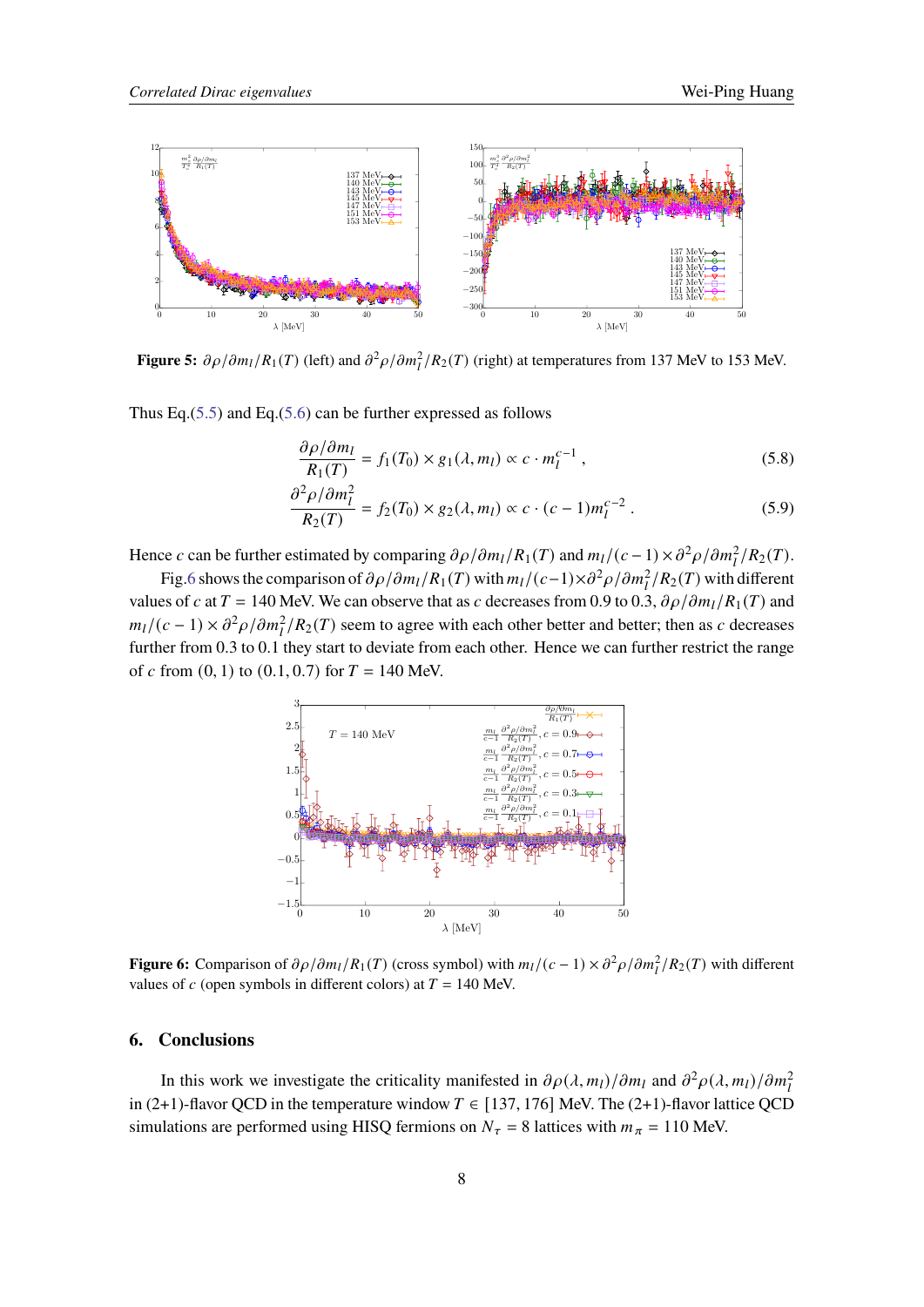**Figure 5:** $\partial\rho/\partial m_l/R_1(T)$ (left) and $\partial^2\rho/\partial m_l^2/R_2(T)$ (right) at temperatures from 137 MeV to 153 MeV.

Thus Eq.(5.5) and Eq.(5.6) can be further expressed as follows

$$\frac{\partial\rho/\partial m_l}{R_1(T)} = f_1(T_0) \times g_1(\lambda, m_l) \propto c \cdot m_l^{c-1} \,, \tag{5.8}$$

$$\frac{\partial^2\rho/\partial m_l^2}{R_2(T)} = f_2(T_0) \times g_2(\lambda, m_l) \propto c \cdot (c-1) m_l^{c-2} \,. \tag{5.9}$$

Hence $c$ can be further estimated by comparing $\partial\rho/\partial m_l/R_1(T)$ and $m_l/(c-1) \times \partial^2\rho/\partial m_l^2/R_2(T)$.

Fig.6 shows the comparison of $\partial\rho/\partial m_l/R_1(T)$ with $m_l/(c-1)\times\partial^2\rho/\partial m_l^2/R_2(T)$ with different values of $c$ at $T = 140$ MeV. We can observe that as $c$ decreases from 0.9 to 0.3, $\partial\rho/\partial m_l/R_1(T)$ and $m_l/(c-1) \times \partial^2\rho/\partial m_l^2/R_2(T)$ seem to agree with each other better and better; then as $c$ decreases further from 0.3 to 0.1 they start to deviate from each other. Hence we can further restrict the range of $c$ from $(0, 1)$ to $(0.1, 0.7)$ for $T = 140$ MeV.

**Figure 6:** Comparison of $\partial\rho/\partial m_l/R_1(T)$ (cross symbol) with $m_l/(c-1) \times \partial^2\rho/\partial m_l^2/R_2(T)$ with different values of $c$ (open symbols in different colors) at $T = 140$ MeV.

## 6. Conclusions

In this work we investigate the criticality manifested in $\partial\rho(\lambda, m_l)/\partial m_l$ and $\partial^2\rho(\lambda, m_l)/\partial m_l^2$ in (2+1)-flavor QCD in the temperature window $T \in [137, 176]$ MeV. The (2+1)-flavor lattice QCD simulations are performed using HISQ fermions on $N_\tau = 8$ lattices with $m_\pi = 110$ MeV.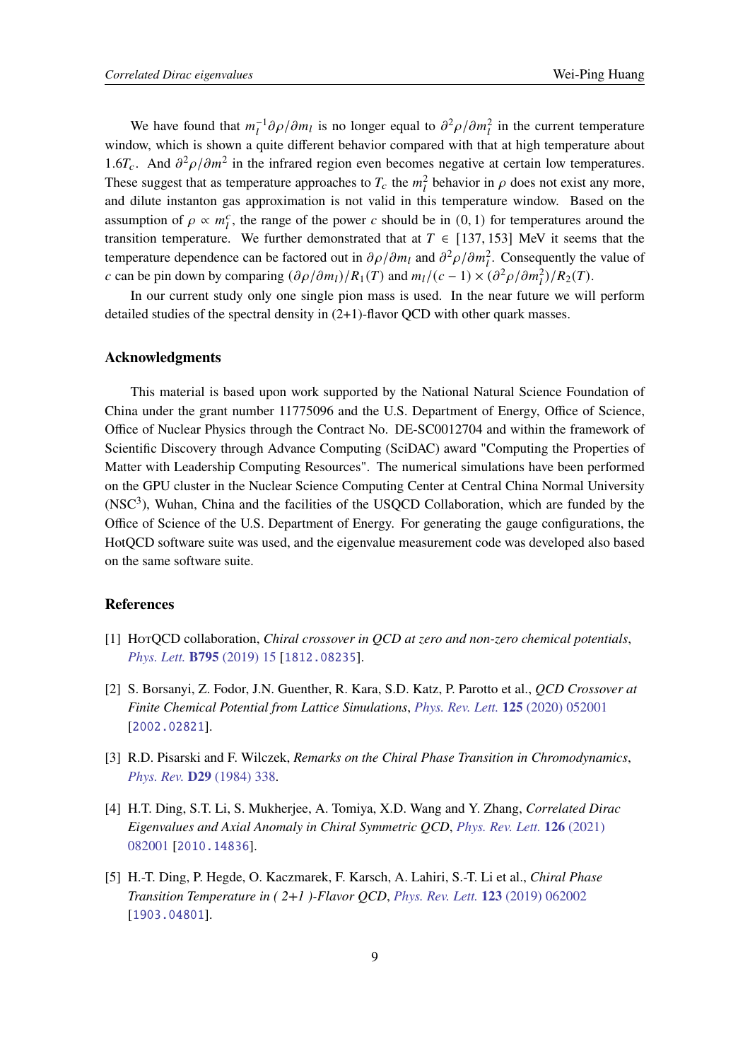We have found that $m_l^{-1}\partial\rho/\partial m_l$ is no longer equal to $\partial^2\rho/\partial m_l^2$ in the current temperature window, which is shown a quite different behavior compared with that at high temperature about $1.6T_c$. And $\partial^2\rho/\partial m^2$ in the infrared region even becomes negative at certain low temperatures. These suggest that as temperature approaches to $T_c$ the $m_l^2$ behavior in $\rho$ does not exist any more, and dilute instanton gas approximation is not valid in this temperature window. Based on the assumption of $\rho \propto m_l^c$, the range of the power $c$ should be in $(0, 1)$ for temperatures around the transition temperature. We further demonstrated that at $T \in [137, 153]$ MeV it seems that the temperature dependence can be factored out in $\partial\rho/\partial m_l$ and $\partial^2\rho/\partial m_l^2$. Consequently the value of $c$ can be pin down by comparing $(\partial\rho/\partial m_l)/R_1(T)$ and $m_l/(c-1) \times (\partial^2\rho/\partial m_l^2)/R_2(T)$.

In our current study only one single pion mass is used. In the near future we will perform detailed studies of the spectral density in (2+1)-flavor QCD with other quark masses.

### Acknowledgments

This material is based upon work supported by the National Natural Science Foundation of China under the grant number 11775096 and the U.S. Department of Energy, Office of Science, Office of Nuclear Physics through the Contract No. DE-SC0012704 and within the framework of Scientific Discovery through Advance Computing (SciDAC) award "Computing the Properties of Matter with Leadership Computing Resources". The numerical simulations have been performed on the GPU cluster in the Nuclear Science Computing Center at Central China Normal University ($NSC^3$), Wuhan, China and the facilities of the USQCD Collaboration, which are funded by the Office of Science of the U.S. Department of Energy. For generating the gauge configurations, the HotQCD software suite was used, and the eigenvalue measurement code was developed also based on the same software suite.

### References

[1] HotQCD collaboration, *Chiral crossover in QCD at zero and non-zero chemical potentials*, *Phys. Lett.* **B795** (2019) 15 [1812.08235].

[2] S. Borsanyi, Z. Fodor, J.N. Guenther, R. Kara, S.D. Katz, P. Parotto et al., *QCD Crossover at Finite Chemical Potential from Lattice Simulations*, *Phys. Rev. Lett.* **125** (2020) 052001 [2002.02821].

[3] R.D. Pisarski and F. Wilczek, *Remarks on the Chiral Phase Transition in Chromodynamics*, *Phys. Rev.* **D29** (1984) 338.

[4] H.T. Ding, S.T. Li, S. Mukherjee, A. Tomiya, X.D. Wang and Y. Zhang, *Correlated Dirac Eigenvalues and Axial Anomaly in Chiral Symmetric QCD*, *Phys. Rev. Lett.* **126** (2021) 082001 [2010.14836].

[5] H.-T. Ding, P. Hegde, O. Kaczmarek, F. Karsch, A. Lahiri, S.-T. Li et al., *Chiral Phase Transition Temperature in ( 2+1 )-Flavor QCD*, *Phys. Rev. Lett.* **123** (2019) 062002 [1903.04801].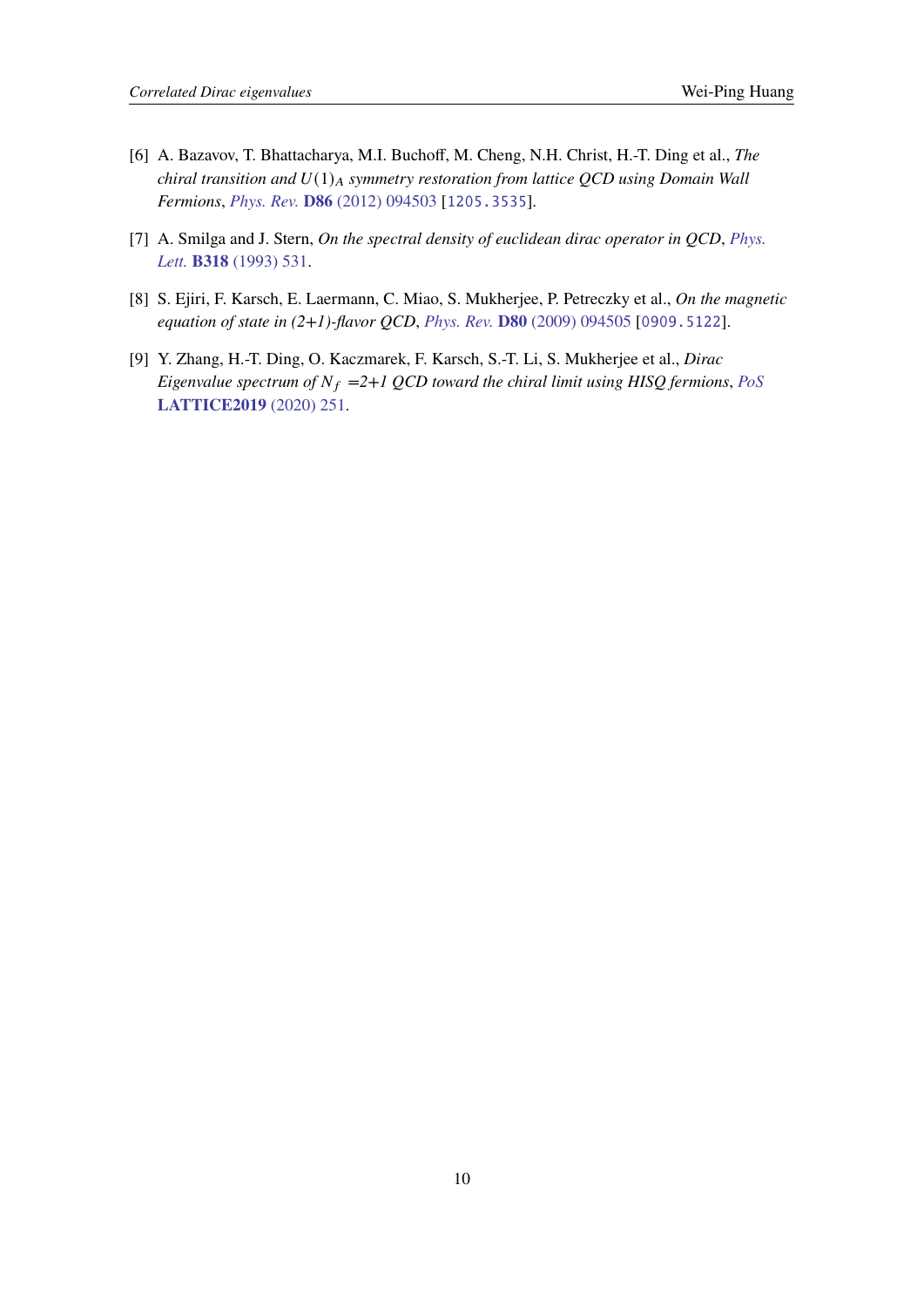[6] A. Bazavov, T. Bhattacharya, M.I. Buchoff, M. Cheng, N.H. Christ, H.-T. Ding et al., *The chiral transition and $U(1)_A$ symmetry restoration from lattice QCD using Domain Wall Fermions*, *Phys. Rev.* **D86** (2012) 094503 [1205.3535].

[7] A. Smilga and J. Stern, *On the spectral density of euclidean dirac operator in QCD*, *Phys. Lett.* **B318** (1993) 531.

[8] S. Ejiri, F. Karsch, E. Laermann, C. Miao, S. Mukherjee, P. Petreczky et al., *On the magnetic equation of state in (2+1)-flavor QCD*, *Phys. Rev.* **D80** (2009) 094505 [0909.5122].

[9] Y. Zhang, H.-T. Ding, O. Kaczmarek, F. Karsch, S.-T. Li, S. Mukherjee et al., *Dirac Eigenvalue spectrum of $N_f$ =2+1 QCD toward the chiral limit using HISQ fermions*, *PoS* **LATTICE2019** (2020) 251.